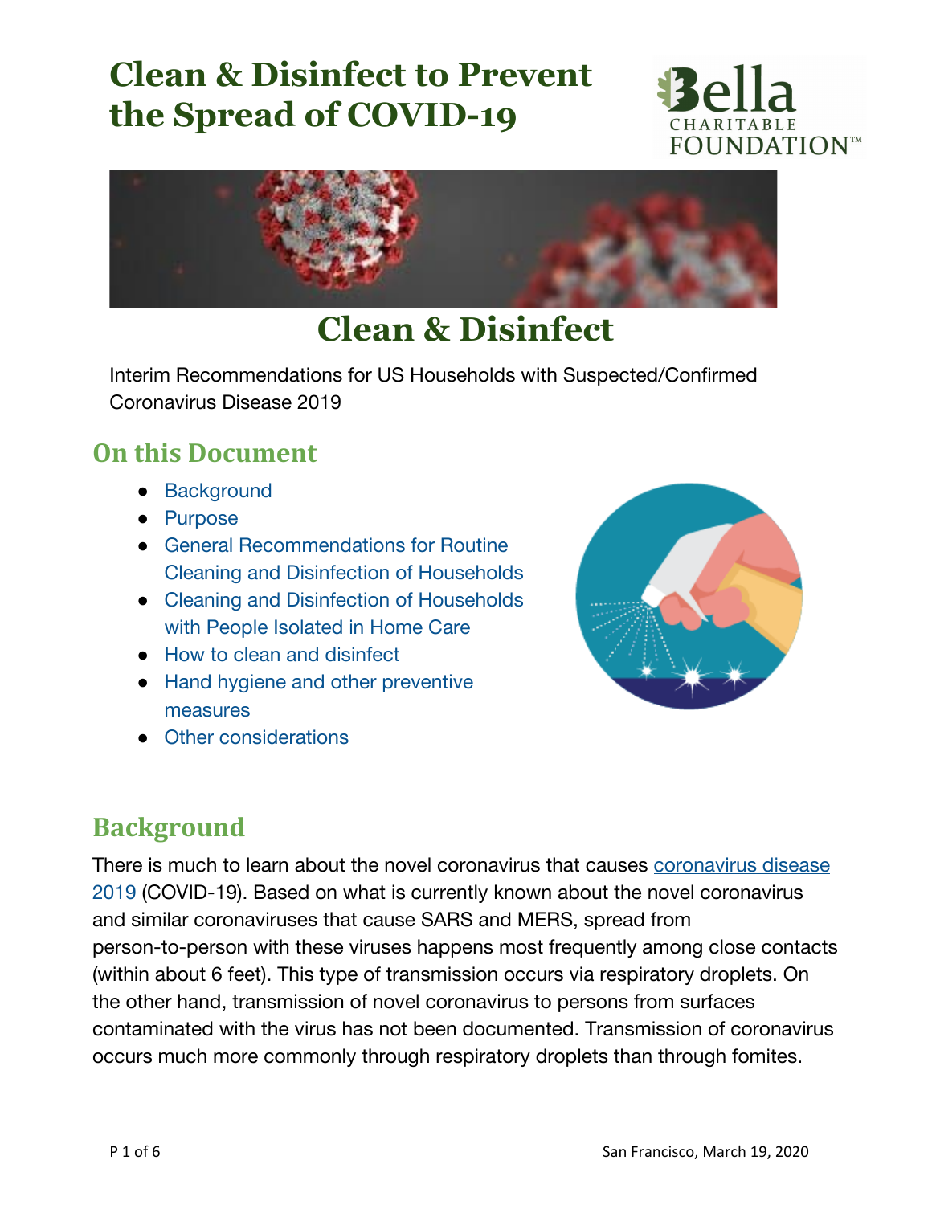# Clean & Disinfect to Prevent the Spread of COVID-19

Bella CHARITABLE FOUNDATION™

## Clean & Disinfect

Interim Recommendations for US Households with Suspected/Confirmed Coronavirus Disease 2019

### On this Document

- Background
- Purpose
- General Recommendations for Routine Cleaning and Disinfection of Households
- Cleaning and Disinfection of Households with People Isolated in Home Care
- How to clean and disinfect
- Hand hygiene and other preventive measures
- Other considerations

### Background

There is much to learn about the novel coronavirus that causes coronavirus disease 2019 (COVID-19). Based on what is currently known about the novel coronavirus and similar coronaviruses that cause SARS and MERS, spread from person-to-person with these viruses happens most frequently among close contacts (within about 6 feet). This type of transmission occurs via respiratory droplets. On the other hand, transmission of novel coronavirus to persons from surfaces contaminated with the virus has not been documented. Transmission of coronavirus occurs much more commonly through respiratory droplets than through fomites.

San Francisco, March 19, 2020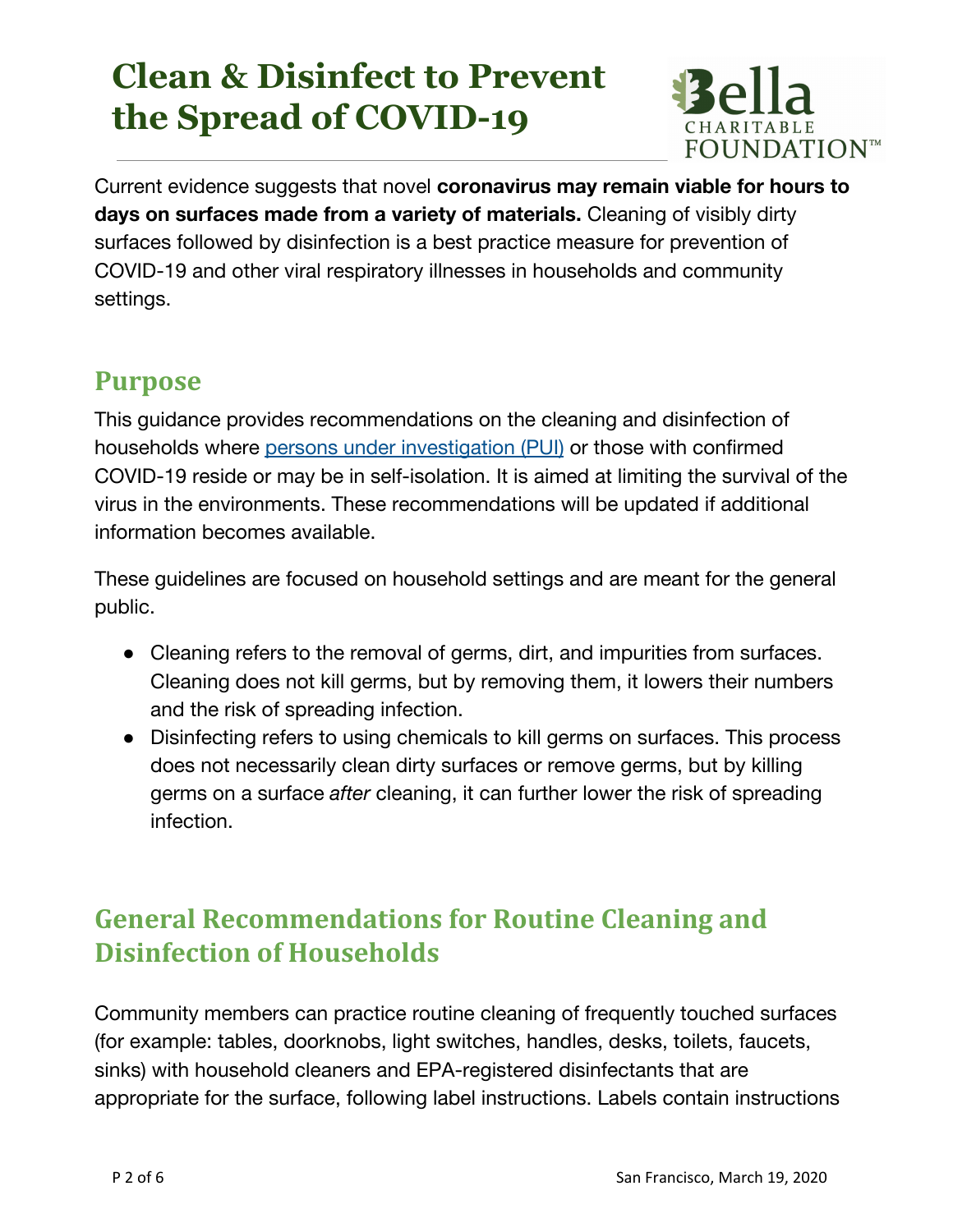# Clean & Disinfect to Prevent the Spread of COVID-19

Bella CHARITABLE FOUNDATION™

Current evidence suggests that novel **coronavirus may remain viable for hours to days on surfaces made from a variety of materials.** Cleaning of visibly dirty surfaces followed by disinfection is a best practice measure for prevention of COVID-19 and other viral respiratory illnesses in households and community settings.

## Purpose

This guidance provides recommendations on the cleaning and disinfection of households where persons under investigation (PUI) or those with confirmed COVID-19 reside or may be in self-isolation. It is aimed at limiting the survival of the virus in the environments. These recommendations will be updated if additional information becomes available.

These guidelines are focused on household settings and are meant for the general public.

- Cleaning refers to the removal of germs, dirt, and impurities from surfaces. Cleaning does not kill germs, but by removing them, it lowers their numbers and the risk of spreading infection.
- Disinfecting refers to using chemicals to kill germs on surfaces. This process does not necessarily clean dirty surfaces or remove germs, but by killing germs on a surface *after* cleaning, it can further lower the risk of spreading infection.

## General Recommendations for Routine Cleaning and Disinfection of Households

Community members can practice routine cleaning of frequently touched surfaces (for example: tables, doorknobs, light switches, handles, desks, toilets, faucets, sinks) with household cleaners and EPA-registered disinfectants that are appropriate for the surface, following label instructions. Labels contain instructions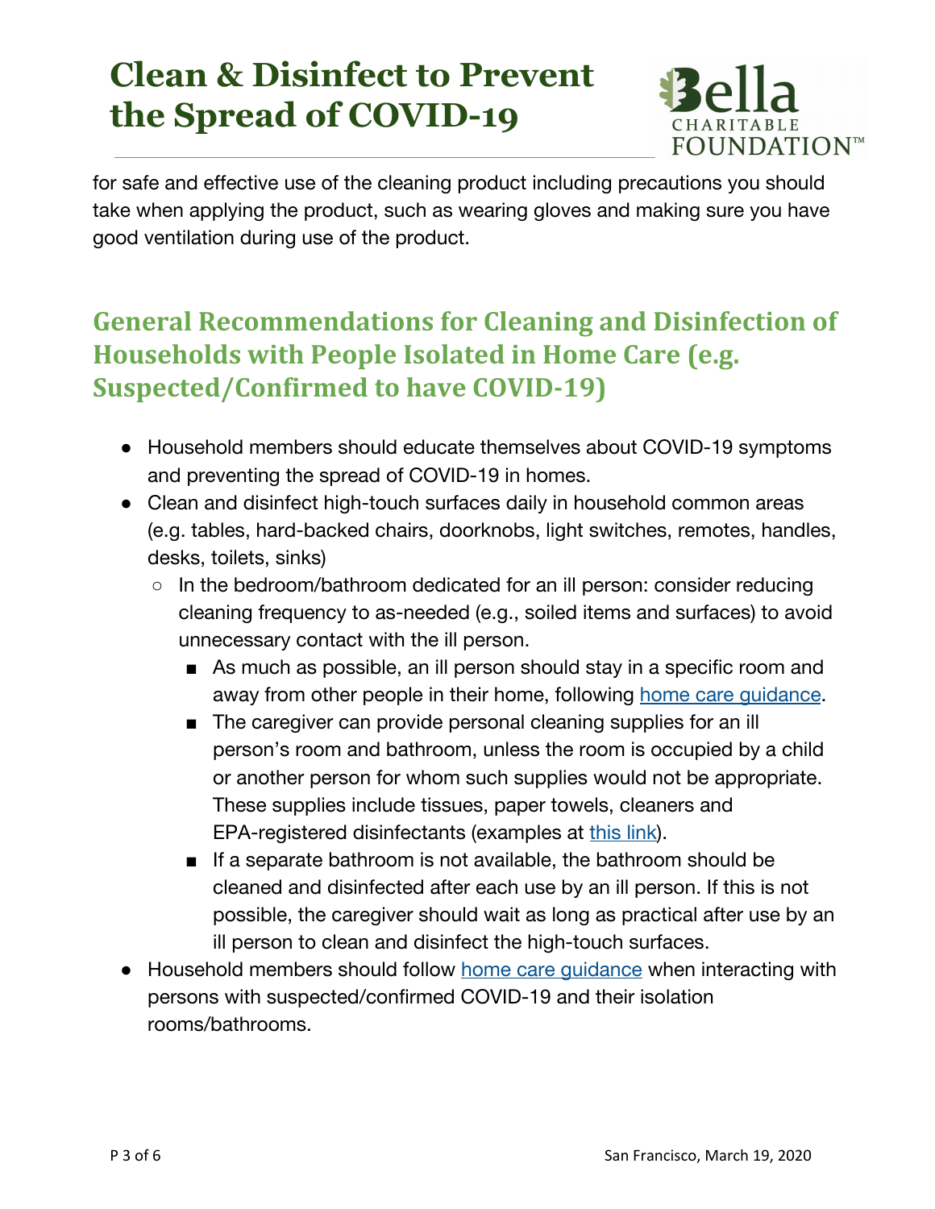for safe and effective use of the cleaning product including precautions you should take when applying the product, such as wearing gloves and making sure you have good ventilation during use of the product.

## General Recommendations for Cleaning and Disinfection of Households with People Isolated in Home Care (e.g. Suspected/Confirmed to have COVID-19)

- Household members should educate themselves about COVID-19 symptoms and preventing the spread of COVID-19 in homes.
- Clean and disinfect high-touch surfaces daily in household common areas (e.g. tables, hard-backed chairs, doorknobs, light switches, remotes, handles, desks, toilets, sinks)
  - In the bedroom/bathroom dedicated for an ill person: consider reducing cleaning frequency to as-needed (e.g., soiled items and surfaces) to avoid unnecessary contact with the ill person.
    - As much as possible, an ill person should stay in a specific room and away from other people in their home, following home care guidance.
    - The caregiver can provide personal cleaning supplies for an ill person's room and bathroom, unless the room is occupied by a child or another person for whom such supplies would not be appropriate. These supplies include tissues, paper towels, cleaners and EPA-registered disinfectants (examples at this link).
    - If a separate bathroom is not available, the bathroom should be cleaned and disinfected after each use by an ill person. If this is not possible, the caregiver should wait as long as practical after use by an ill person to clean and disinfect the high-touch surfaces.
- Household members should follow home care guidance when interacting with persons with suspected/confirmed COVID-19 and their isolation rooms/bathrooms.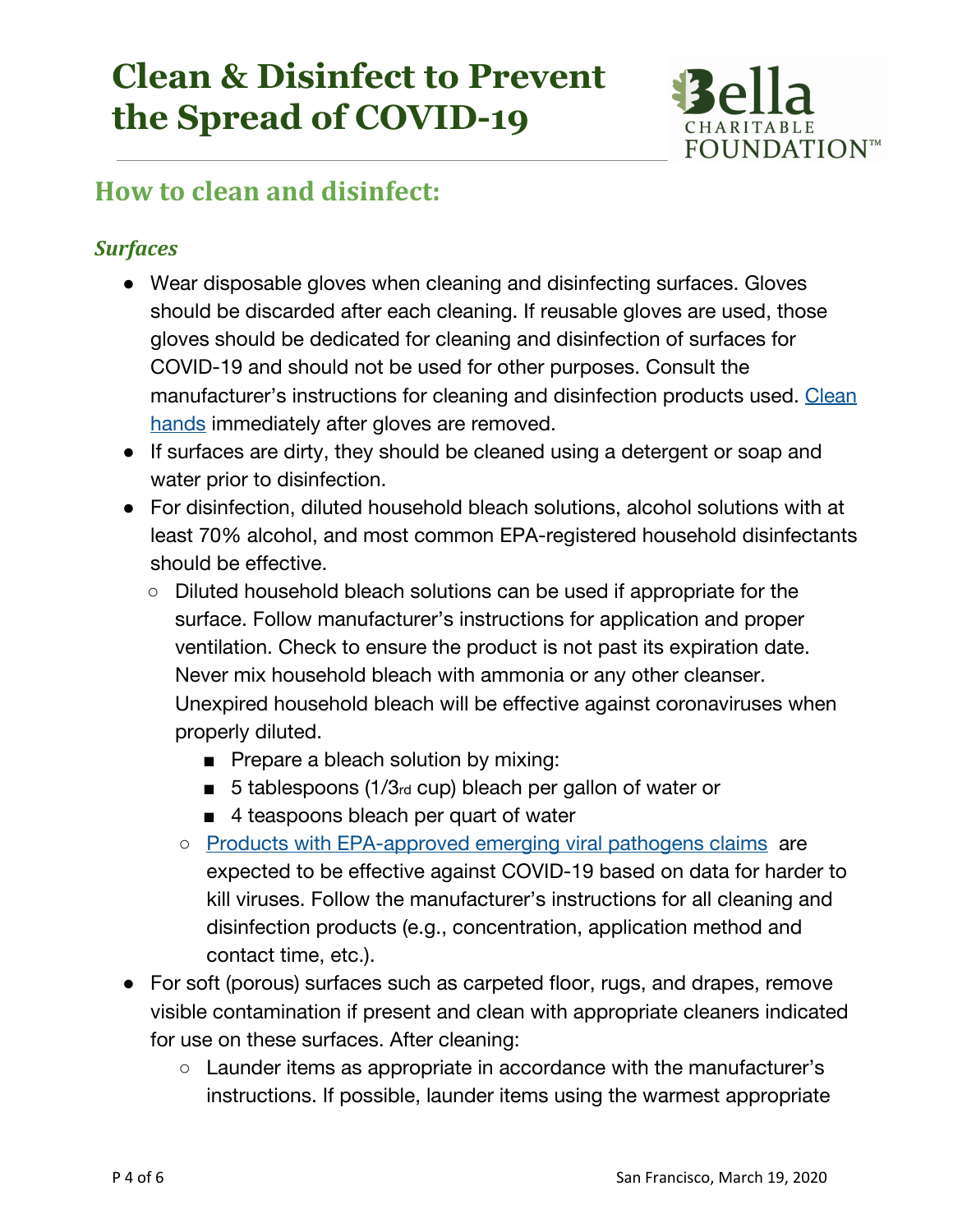// Page 4 of 6
# Clean & Disinfect to Prevent the Spread of COVID-19

## How to clean and disinfect:

### *Surfaces*

- Wear disposable gloves when cleaning and disinfecting surfaces. Gloves should be discarded after each cleaning. If reusable gloves are used, those gloves should be dedicated for cleaning and disinfection of surfaces for COVID-19 and should not be used for other purposes. Consult the manufacturer's instructions for cleaning and disinfection products used. Clean hands immediately after gloves are removed.
- If surfaces are dirty, they should be cleaned using a detergent or soap and water prior to disinfection.
- For disinfection, diluted household bleach solutions, alcohol solutions with at least 70% alcohol, and most common EPA-registered household disinfectants should be effective.
  - Diluted household bleach solutions can be used if appropriate for the surface. Follow manufacturer's instructions for application and proper ventilation. Check to ensure the product is not past its expiration date. Never mix household bleach with ammonia or any other cleanser. Unexpired household bleach will be effective against coronaviruses when properly diluted.
    - Prepare a bleach solution by mixing:
    - 5 tablespoons (1/3rd cup) bleach per gallon of water or
    - 4 teaspoons bleach per quart of water
  - Products with EPA-approved emerging viral pathogens claims are expected to be effective against COVID-19 based on data for harder to kill viruses. Follow the manufacturer's instructions for all cleaning and disinfection products (e.g., concentration, application method and contact time, etc.).
- For soft (porous) surfaces such as carpeted floor, rugs, and drapes, remove visible contamination if present and clean with appropriate cleaners indicated for use on these surfaces. After cleaning:
  - Launder items as appropriate in accordance with the manufacturer's instructions. If possible, launder items using the warmest appropriate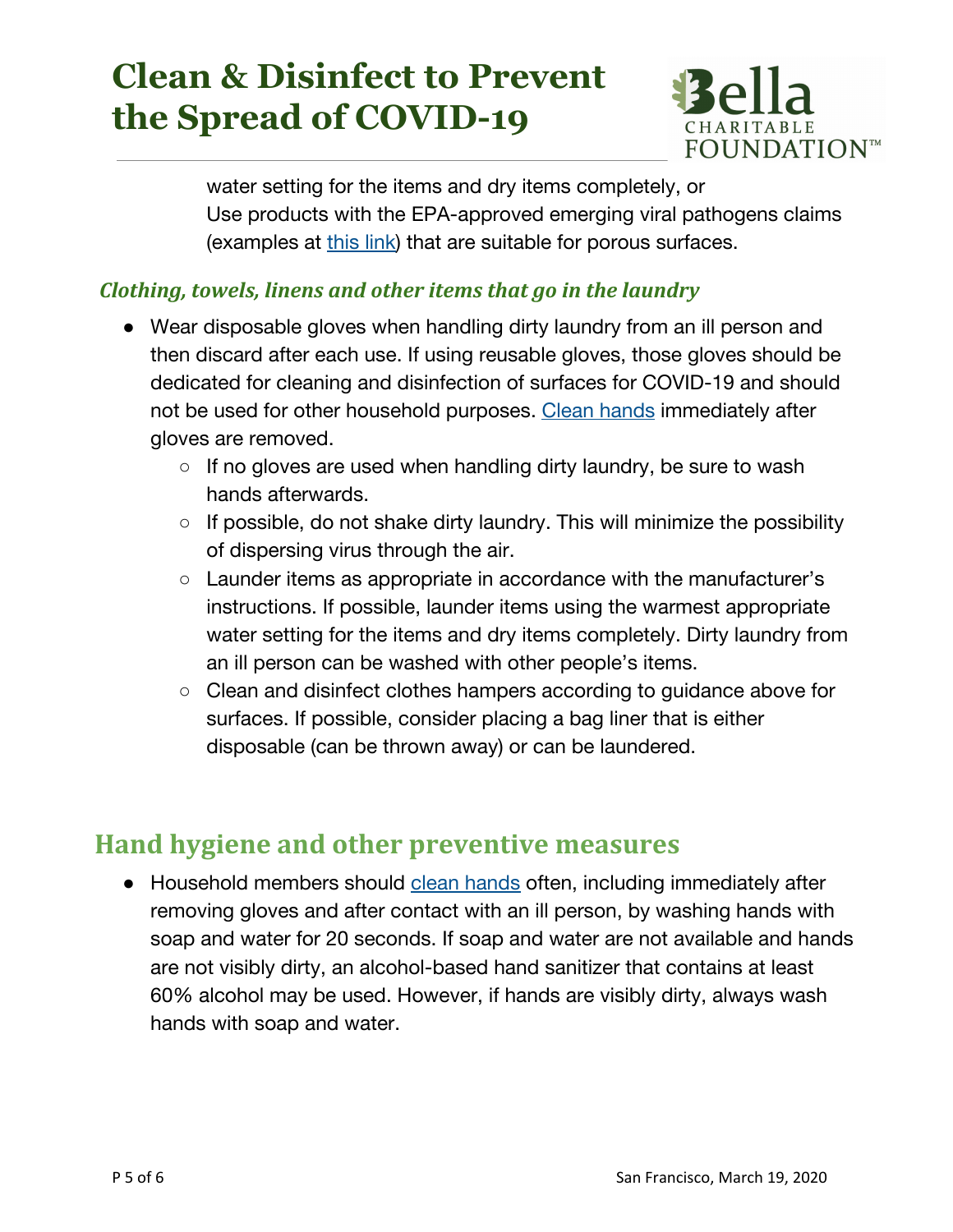water setting for the items and dry items completely, or
Use products with the EPA-approved emerging viral pathogens claims (examples at [this link]) that are suitable for porous surfaces.

### *Clothing, towels, linens and other items that go in the laundry*

- Wear disposable gloves when handling dirty laundry from an ill person and then discard after each use. If using reusable gloves, those gloves should be dedicated for cleaning and disinfection of surfaces for COVID-19 and should not be used for other household purposes. Clean hands immediately after gloves are removed.
    - If no gloves are used when handling dirty laundry, be sure to wash hands afterwards.
    - If possible, do not shake dirty laundry. This will minimize the possibility of dispersing virus through the air.
    - Launder items as appropriate in accordance with the manufacturer's instructions. If possible, launder items using the warmest appropriate water setting for the items and dry items completely. Dirty laundry from an ill person can be washed with other people's items.
    - Clean and disinfect clothes hampers according to guidance above for surfaces. If possible, consider placing a bag liner that is either disposable (can be thrown away) or can be laundered.

## Hand hygiene and other preventive measures

- Household members should clean hands often, including immediately after removing gloves and after contact with an ill person, by washing hands with soap and water for 20 seconds. If soap and water are not available and hands are not visibly dirty, an alcohol-based hand sanitizer that contains at least 60% alcohol may be used. However, if hands are visibly dirty, always wash hands with soap and water.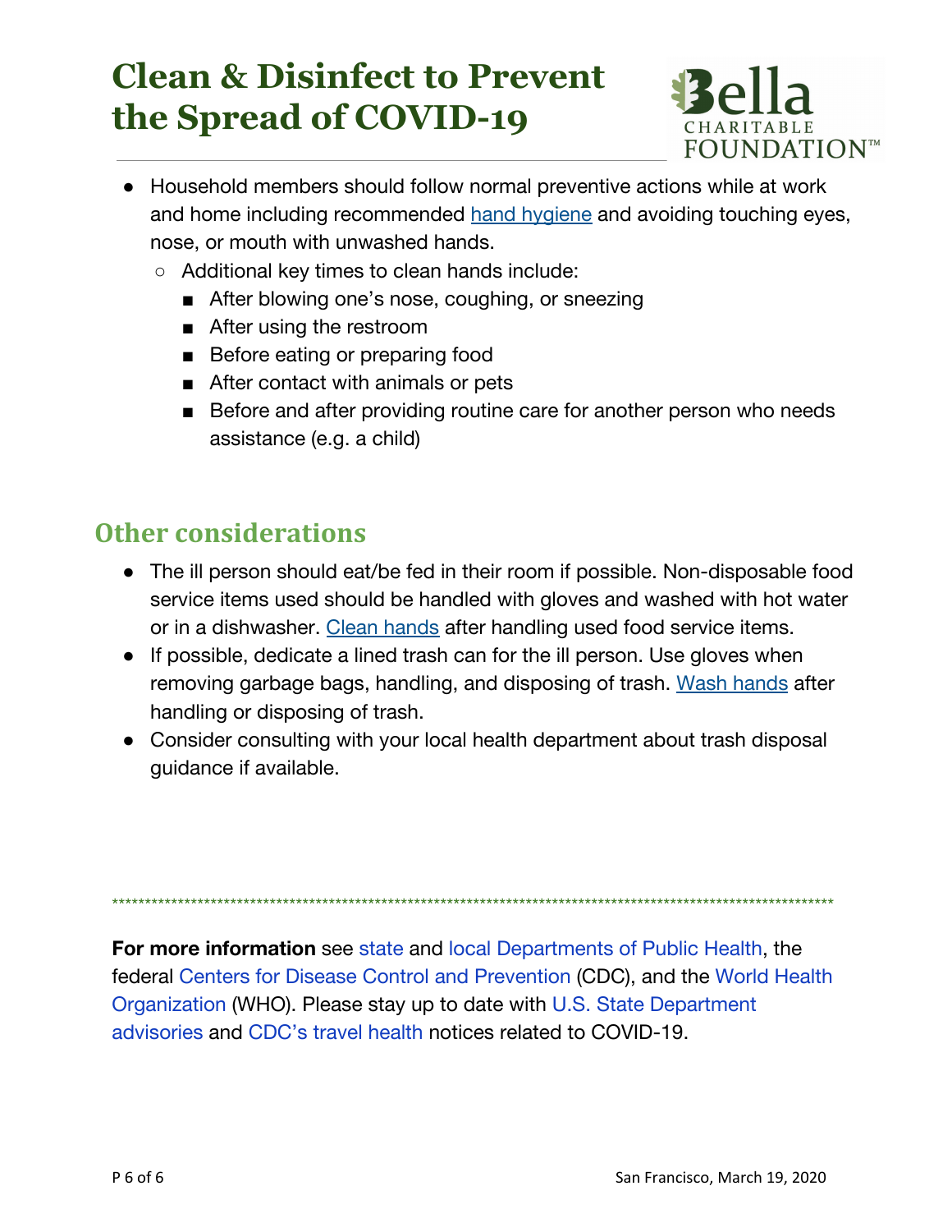# Clean & Disinfect to Prevent the Spread of COVID-19

- Household members should follow normal preventive actions while at work and home including recommended hand hygiene and avoiding touching eyes, nose, or mouth with unwashed hands.
  - Additional key times to clean hands include:
    - After blowing one's nose, coughing, or sneezing
    - After using the restroom
    - Before eating or preparing food
    - After contact with animals or pets
    - Before and after providing routine care for another person who needs assistance (e.g. a child)

## Other considerations

- The ill person should eat/be fed in their room if possible. Non-disposable food service items used should be handled with gloves and washed with hot water or in a dishwasher. Clean hands after handling used food service items.
- If possible, dedicate a lined trash can for the ill person. Use gloves when removing garbage bags, handling, and disposing of trash. Wash hands after handling or disposing of trash.
- Consider consulting with your local health department about trash disposal guidance if available.

**************************************************************************************************************

**For more information** see state and local Departments of Public Health, the federal Centers for Disease Control and Prevention (CDC), and the World Health Organization (WHO). Please stay up to date with U.S. State Department advisories and CDC's travel health notices related to COVID-19.

San Francisco, March 19, 2020